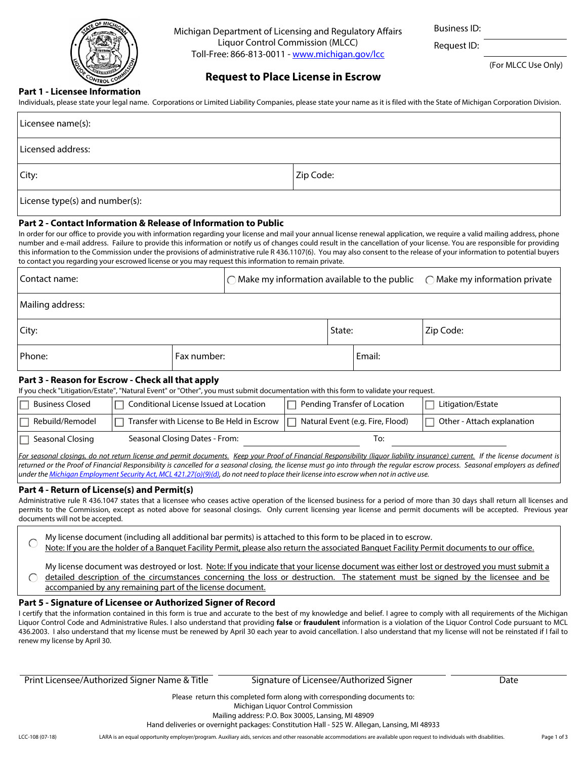Michigan Department of Licensing and Regulatory Affairs
Liquor Control Commission (MLCC)
Toll-Free: 866-813-0011 - www.michigan.gov/lcc

Business ID: ____________
Request ID: ____________
(For MLCC Use Only)

# Request to Place License in Escrow

## Part 1 - Licensee Information

Individuals, please state your legal name. Corporations or Limited Liability Companies, please state your name as it is filed with the State of Michigan Corporation Division.

| | |
|---|---|
| Licensee name(s): | |
| Licensed address: | |
| City: | Zip Code: |
| License type(s) and number(s): | |

## Part 2 - Contact Information & Release of Information to Public

In order for our office to provide you with information regarding your license and mail your annual license renewal application, we require a valid mailing address, phone number and e-mail address. Failure to provide this information or notify us of changes could result in the cancellation of your license. You are responsible for providing this information to the Commission under the provisions of administrative rule R 436.1107(6). You may also consent to the release of your information to potential buyers to contact you regarding your escrowed license or you may request this information to remain private.

| | | |
|---|---|---|
| Contact name: | ◯ Make my information available to the public | ◯ Make my information private |
| Mailing address: | | |
| City: | State: | Zip Code: |
| Phone: | Fax number: | Email: |

## Part 3 - Reason for Escrow - Check all that apply

If you check "Litigation/Estate", "Natural Event" or "Other", you must submit documentation with this form to validate your request.

| | | | |
|---|---|---|---|
| ☐ Business Closed | ☐ Conditional License Issued at Location | ☐ Pending Transfer of Location | ☐ Litigation/Estate |
| ☐ Rebuild/Remodel | ☐ Transfer with License to Be Held in Escrow | ☐ Natural Event (e.g. Fire, Flood) | ☐ Other - Attach explanation |
| ☐ Seasonal Closing | Seasonal Closing Dates - From: | To: | |

*For seasonal closings, do not return license and permit documents. Keep your Proof of Financial Responsibility (liquor liability insurance) current. If the license document is returned or the Proof of Financial Responsibility is cancelled for a seasonal closing, the license must go into through the regular escrow process. Seasonal employers as defined under the Michigan Employment Security Act, MCL 421.27(o)(9)(d), do not need to place their license into escrow when not in active use.*

## Part 4 - Return of License(s) and Permit(s)

Administrative rule R 436.1047 states that a licensee who ceases active operation of the licensed business for a period of more than 30 days shall return all licenses and permits to the Commission, except as noted above for seasonal closings. Only current licensing year license and permit documents will be accepted. Previous year documents will not be accepted.

◯ My license document (including all additional bar permits) is attached to this form to be placed in to escrow.
Note: If you are the holder of a Banquet Facility Permit, please also return the associated Banquet Facility Permit documents to our office.

◯ My license document was destroyed or lost. Note: If you indicate that your license document was either lost or destroyed you must submit a detailed description of the circumstances concerning the loss or destruction. The statement must be signed by the licensee and be accompanied by any remaining part of the license document.

## Part 5 - Signature of Licensee or Authorized Signer of Record

I certify that the information contained in this form is true and accurate to the best of my knowledge and belief. I agree to comply with all requirements of the Michigan Liquor Control Code and Administrative Rules. I also understand that providing **false** or **fraudulent** information is a violation of the Liquor Control Code pursuant to MCL 436.2003. I also understand that my license must be renewed by April 30 each year to avoid cancellation. I also understand that my license will not be reinstated if I fail to renew my license by April 30.

| Print Licensee/Authorized Signer Name & Title | Signature of Licensee/Authorized Signer | Date |
|---|---|---|
| | | |

Please return this completed form along with corresponding documents to:
Michigan Liquor Control Commission
Mailing address: P.O. Box 30005, Lansing, MI 48909
Hand deliveries or overnight packages: Constitution Hall - 525 W. Allegan, Lansing, MI 48933

LCC-108 (07-18) LARA is an equal opportunity employer/program. Auxiliary aids, services and other reasonable accommodations are available upon request to individuals with disabilities.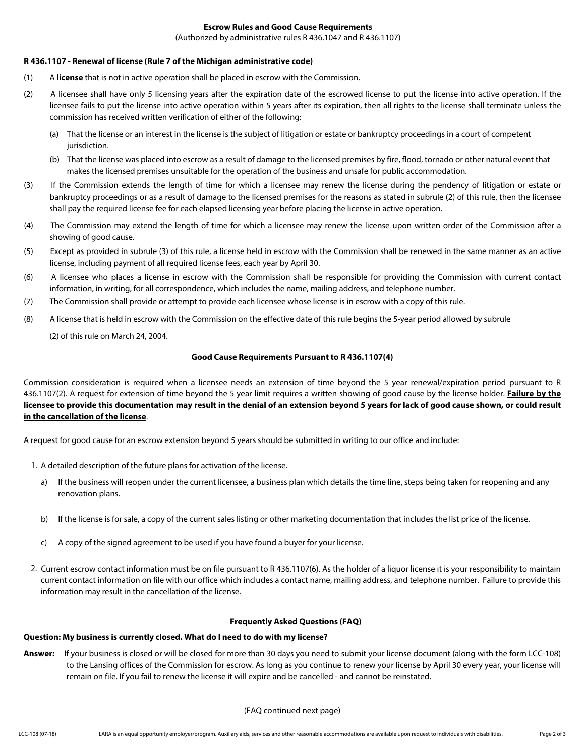## Escrow Rules and Good Cause Requirements

(Authorized by administrative rules R 436.1047 and R 436.1107)

**R 436.1107 - Renewal of license (Rule 7 of the Michigan administrative code)**

(1) A **license** that is not in active operation shall be placed in escrow with the Commission.

(2) A licensee shall have only 5 licensing years after the expiration date of the escrowed license to put the license into active operation. If the licensee fails to put the license into active operation within 5 years after its expiration, then all rights to the license shall terminate unless the commission has received written verification of either of the following:

   (a) That the license or an interest in the license is the subject of litigation or estate or bankruptcy proceedings in a court of competent jurisdiction.

   (b) That the license was placed into escrow as a result of damage to the licensed premises by fire, flood, tornado or other natural event that makes the licensed premises unsuitable for the operation of the business and unsafe for public accommodation.

(3) If the Commission extends the length of time for which a licensee may renew the license during the pendency of litigation or estate or bankruptcy proceedings or as a result of damage to the licensed premises for the reasons as stated in subrule (2) of this rule, then the licensee shall pay the required license fee for each elapsed licensing year before placing the license in active operation.

(4) The Commission may extend the length of time for which a licensee may renew the license upon written order of the Commission after a showing of good cause.

(5) Except as provided in subrule (3) of this rule, a license held in escrow with the Commission shall be renewed in the same manner as an active license, including payment of all required license fees, each year by April 30.

(6) A licensee who places a license in escrow with the Commission shall be responsible for providing the Commission with current contact information, in writing, for all correspondence, which includes the name, mailing address, and telephone number.

(7) The Commission shall provide or attempt to provide each licensee whose license is in escrow with a copy of this rule.

(8) A license that is held in escrow with the Commission on the effective date of this rule begins the 5-year period allowed by subrule (2) of this rule on March 24, 2004.

### Good Cause Requirements Pursuant to R 436.1107(4)

Commission consideration is required when a licensee needs an extension of time beyond the 5 year renewal/expiration period pursuant to R 436.1107(2). A request for extension of time beyond the 5 year limit requires a written showing of good cause by the license holder. **Failure by the licensee to provide this documentation may result in the denial of an extension beyond 5 years for lack of good cause shown, or could result in the cancellation of the license**.

A request for good cause for an escrow extension beyond 5 years should be submitted in writing to our office and include:

1. A detailed description of the future plans for activation of the license.
   a) If the business will reopen under the current licensee, a business plan which details the time line, steps being taken for reopening and any renovation plans.
   b) If the license is for sale, a copy of the current sales listing or other marketing documentation that includes the list price of the license.
   c) A copy of the signed agreement to be used if you have found a buyer for your license.
2. Current escrow contact information must be on file pursuant to R 436.1107(6). As the holder of a liquor license it is your responsibility to maintain current contact information on file with our office which includes a contact name, mailing address, and telephone number. Failure to provide this information may result in the cancellation of the license.

### Frequently Asked Questions (FAQ)

**Question: My business is currently closed. What do I need to do with my license?**

**Answer:** If your business is closed or will be closed for more than 30 days you need to submit your license document (along with the form LCC-108) to the Lansing offices of the Commission for escrow. As long as you continue to renew your license by April 30 every year, your license will remain on file. If you fail to renew the license it will expire and be cancelled - and cannot be reinstated.

(FAQ continued next page)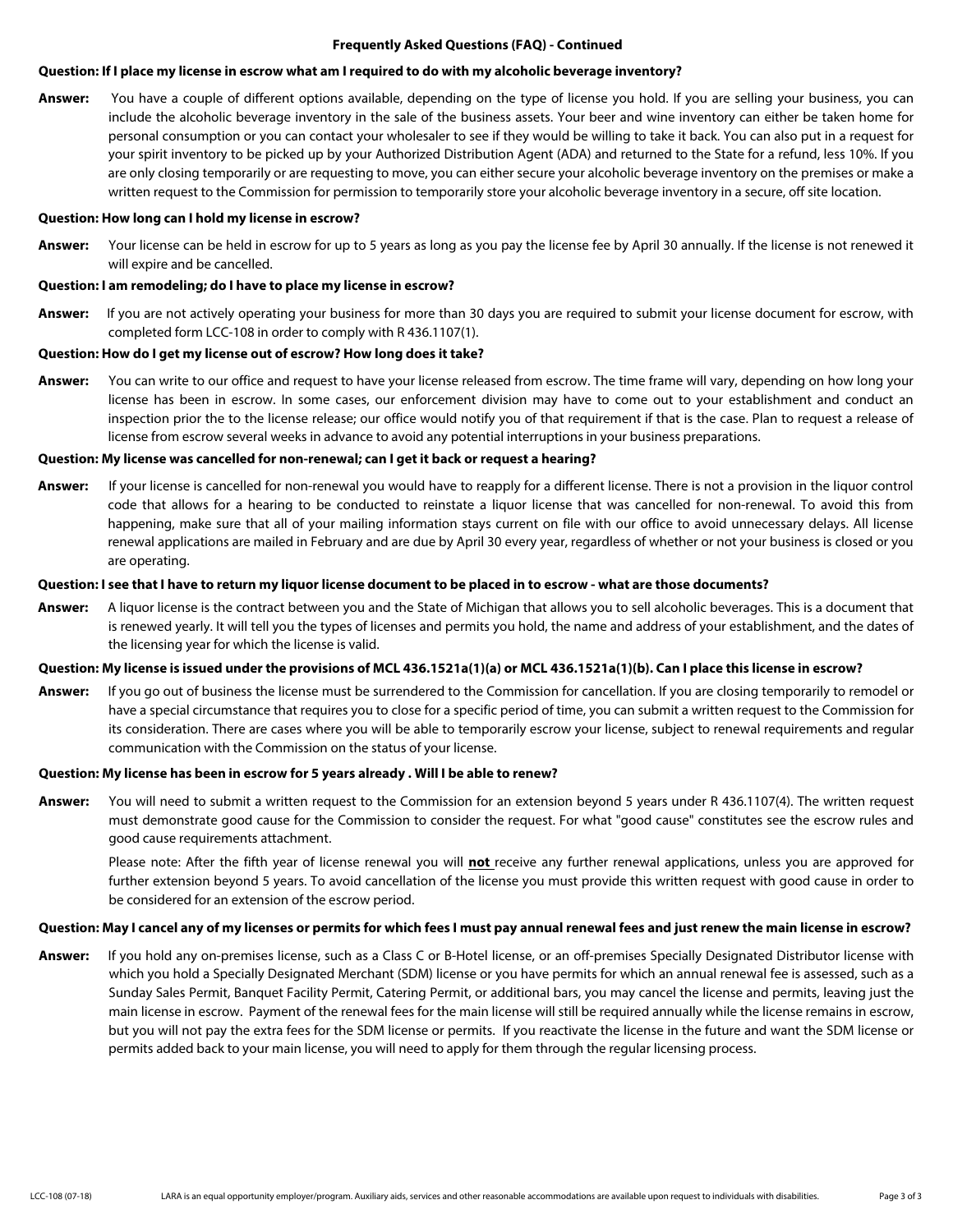## Frequently Asked Questions (FAQ) - Continued

**Question: If I place my license in escrow what am I required to do with my alcoholic beverage inventory?**

**Answer:** You have a couple of different options available, depending on the type of license you hold. If you are selling your business, you can include the alcoholic beverage inventory in the sale of the business assets. Your beer and wine inventory can either be taken home for personal consumption or you can contact your wholesaler to see if they would be willing to take it back. You can also put in a request for your spirit inventory to be picked up by your Authorized Distribution Agent (ADA) and returned to the State for a refund, less 10%. If you are only closing temporarily or are requesting to move, you can either secure your alcoholic beverage inventory on the premises or make a written request to the Commission for permission to temporarily store your alcoholic beverage inventory in a secure, off site location.

**Question: How long can I hold my license in escrow?**

**Answer:** Your license can be held in escrow for up to 5 years as long as you pay the license fee by April 30 annually. If the license is not renewed it will expire and be cancelled.

**Question: I am remodeling; do I have to place my license in escrow?**

**Answer:** If you are not actively operating your business for more than 30 days you are required to submit your license document for escrow, with completed form LCC-108 in order to comply with R 436.1107(1).

**Question: How do I get my license out of escrow? How long does it take?**

**Answer:** You can write to our office and request to have your license released from escrow. The time frame will vary, depending on how long your license has been in escrow. In some cases, our enforcement division may have to come out to your establishment and conduct an inspection prior the to the license release; our office would notify you of that requirement if that is the case. Plan to request a release of license from escrow several weeks in advance to avoid any potential interruptions in your business preparations.

**Question: My license was cancelled for non-renewal; can I get it back or request a hearing?**

**Answer:** If your license is cancelled for non-renewal you would have to reapply for a different license. There is not a provision in the liquor control code that allows for a hearing to be conducted to reinstate a liquor license that was cancelled for non-renewal. To avoid this from happening, make sure that all of your mailing information stays current on file with our office to avoid unnecessary delays. All license renewal applications are mailed in February and are due by April 30 every year, regardless of whether or not your business is closed or you are operating.

**Question: I see that I have to return my liquor license document to be placed in to escrow - what are those documents?**

**Answer:** A liquor license is the contract between you and the State of Michigan that allows you to sell alcoholic beverages. This is a document that is renewed yearly. It will tell you the types of licenses and permits you hold, the name and address of your establishment, and the dates of the licensing year for which the license is valid.

**Question: My license is issued under the provisions of MCL 436.1521a(1)(a) or MCL 436.1521a(1)(b). Can I place this license in escrow?**

**Answer:** If you go out of business the license must be surrendered to the Commission for cancellation. If you are closing temporarily to remodel or have a special circumstance that requires you to close for a specific period of time, you can submit a written request to the Commission for its consideration. There are cases where you will be able to temporarily escrow your license, subject to renewal requirements and regular communication with the Commission on the status of your license.

**Question: My license has been in escrow for 5 years already . Will I be able to renew?**

**Answer:** You will need to submit a written request to the Commission for an extension beyond 5 years under R 436.1107(4). The written request must demonstrate good cause for the Commission to consider the request. For what "good cause" constitutes see the escrow rules and good cause requirements attachment.

Please note: After the fifth year of license renewal you will **not** receive any further renewal applications, unless you are approved for further extension beyond 5 years. To avoid cancellation of the license you must provide this written request with good cause in order to be considered for an extension of the escrow period.

**Question: May I cancel any of my licenses or permits for which fees I must pay annual renewal fees and just renew the main license in escrow?**

**Answer:** If you hold any on-premises license, such as a Class C or B-Hotel license, or an off-premises Specially Designated Distributor license with which you hold a Specially Designated Merchant (SDM) license or you have permits for which an annual renewal fee is assessed, such as a Sunday Sales Permit, Banquet Facility Permit, Catering Permit, or additional bars, you may cancel the license and permits, leaving just the main license in escrow. Payment of the renewal fees for the main license will still be required annually while the license remains in escrow, but you will not pay the extra fees for the SDM license or permits. If you reactivate the license in the future and want the SDM license or permits added back to your main license, you will need to apply for them through the regular licensing process.

LCC-108 (07-18) LARA is an equal opportunity employer/program. Auxiliary aids, services and other reasonable accommodations are available upon request to individuals with disabilities.